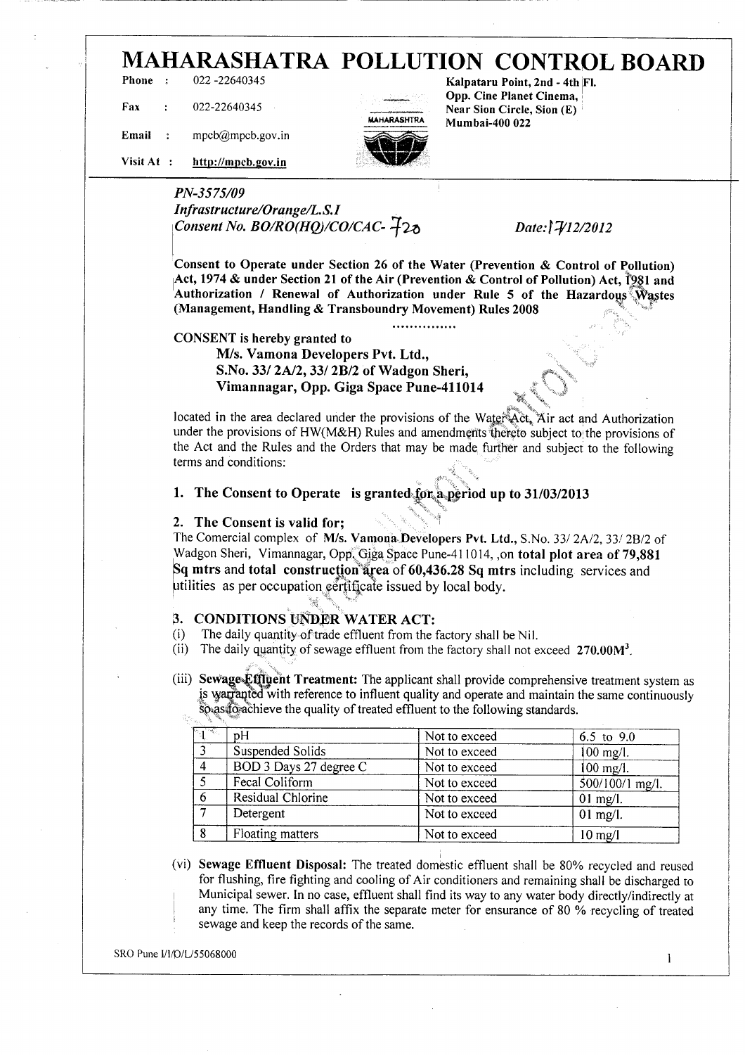# MAHARASHATRA POLLUTION CONTROL BOARD

Phone : 022-22640345
Fax : 022-22640345
Email : mpcb@mpcb.gov.in
Visit At : http://mpcb.gov.in

Kalpataru Point, 2nd - 4th Fl.
Opp. Cine Planet Cinema,
Near Sion Circle, Sion (E)
Mumbai-400 022

*PN-3575/09*
*Infrastructure/Orange/L.S.I*
*Consent No. BO/RO(HQ)/CO/CAC- 720*  *Date: 17/12/2012*

**Consent to Operate under Section 26 of the Water (Prevention & Control of Pollution) Act, 1974 & under Section 21 of the Air (Prevention & Control of Pollution) Act, 1981 and Authorization / Renewal of Authorization under Rule 5 of the Hazardous Wastes (Management, Handling & Transboundry Movement) Rules 2008**

...............

**CONSENT is hereby granted to**

**M/s. Vamona Developers Pvt. Ltd.,**
**S.No. 33/ 2A/2, 33/ 2B/2 of Wadgon Sheri,**
**Vimannagar, Opp. Giga Space Pune-411014**

located in the area declared under the provisions of the Water Act, Air act and Authorization under the provisions of HW(M&H) Rules and amendments thereto subject to the provisions of the Act and the Rules and the Orders that may be made further and subject to the following terms and conditions:

**1. The Consent to Operate is granted for a period up to 31/03/2013**

**2. The Consent is valid for;**

The Comercial complex of **M/s. Vamona Developers Pvt. Ltd.,** S.No. 33/ 2A/2, 33/ 2B/2 of Wadgon Sheri, Vimannagar, Opp. Giga Space Pune-411014, ,on **total plot area of 79,881 Sq mtrs** and **total construction area** of **60,436.28 Sq mtrs** including services and utilities as per occupation certificate issued by local body.

**3. CONDITIONS UNDER WATER ACT:**

(i) The daily quantity of trade effluent from the factory shall be Nil.
(ii) The daily quantity of sewage effluent from the factory shall not exceed **270.00M³**.

(iii) **Sewage Effluent Treatment:** The applicant shall provide comprehensive treatment system as is warranted with reference to influent quality and operate and maintain the same continuously so as to achieve the quality of treated effluent to the following standards.

| 1 | pH | Not to exceed | 6.5 to 9.0 |
|---|---|---|---|
| 3 | Suspended Solids | Not to exceed | 100 mg/l. |
| 4 | BOD 3 Days 27 degree C | Not to exceed | 100 mg/l. |
| 5 | Fecal Coliform | Not to exceed | 500/100/1 mg/l. |
| 6 | Residual Chlorine | Not to exceed | 01 mg/l. |
| 7 | Detergent | Not to exceed | 01 mg/l. |
| 8 | Floating matters | Not to exceed | 10 mg/l |

(vi) **Sewage Effluent Disposal:** The treated domestic effluent shall be 80% recycled and reused for flushing, fire fighting and cooling of Air conditioners and remaining shall be discharged to Municipal sewer. In no case, effluent shall find its way to any water body directly/indirectly at any time. The firm shall affix the separate meter for ensurance of 80 % recycling of treated sewage and keep the records of the same.

SRO Pune I/I/O/L/55068000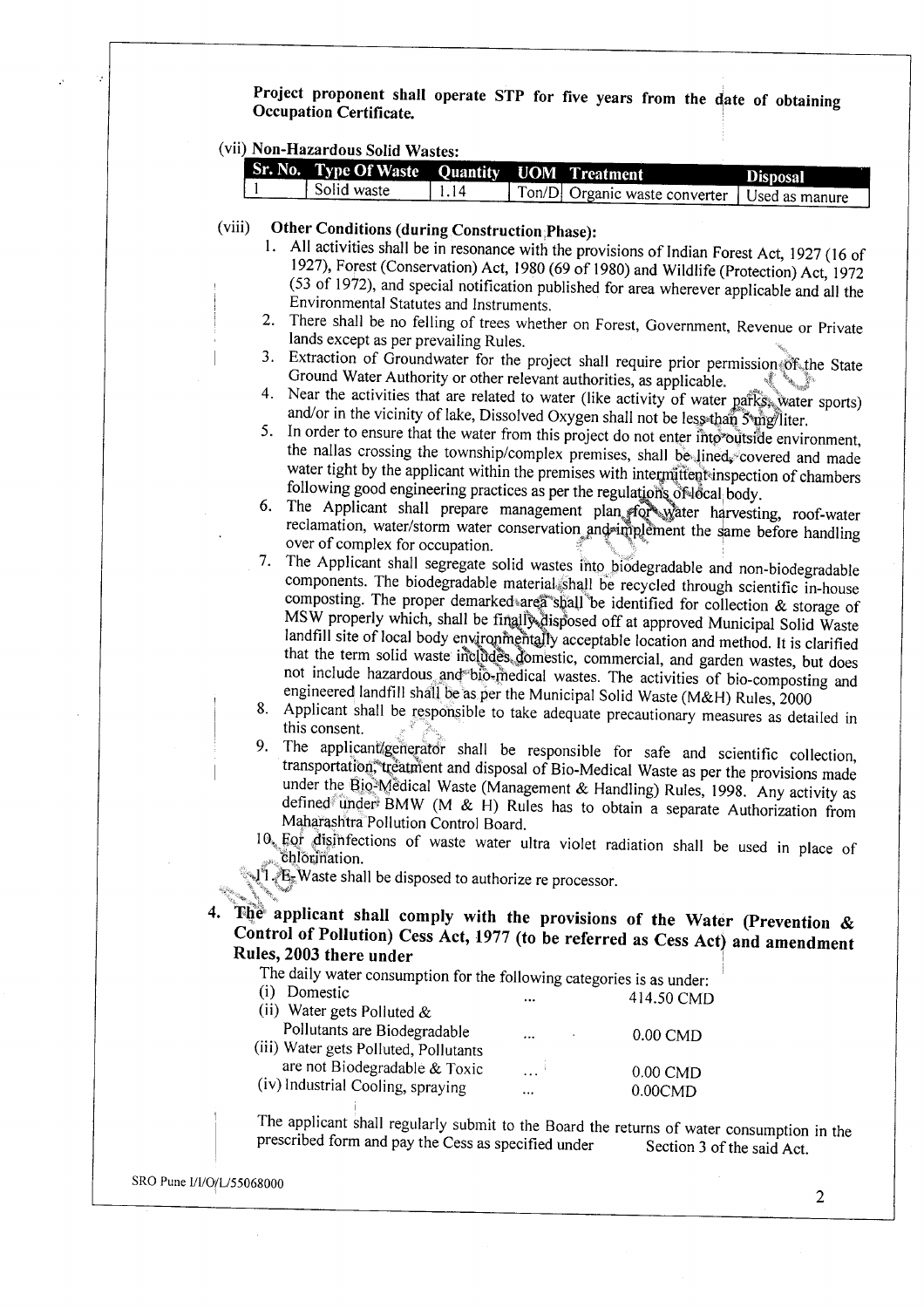**Project proponent shall operate STP for five years from the date of obtaining Occupation Certificate.**

(vii) **Non-Hazardous Solid Wastes:**

| Sr. No. | Type Of Waste | Quantity | UOM | Treatment | Disposal |
|---|---|---|---|---|---|
| 1 | Solid waste | 1.14 | Ton/D | Organic waste converter | Used as manure |

(viii) **Other Conditions (during Construction Phase):**

1. All activities shall be in resonance with the provisions of Indian Forest Act, 1927 (16 of 1927), Forest (Conservation) Act, 1980 (69 of 1980) and Wildlife (Protection) Act, 1972 (53 of 1972), and special notification published for area wherever applicable and all the Environmental Statutes and Instruments.
2. There shall be no felling of trees whether on Forest, Government, Revenue or Private lands except as per prevailing Rules.
3. Extraction of Groundwater for the project shall require prior permission of the State Ground Water Authority or other relevant authorities, as applicable.
4. Near the activities that are related to water (like activity of water parks, water sports) and/or in the vicinity of lake, Dissolved Oxygen shall not be less than 5 mg/liter.
5. In order to ensure that the water from this project do not enter into outside environment, the nallas crossing the township/complex premises, shall be lined, covered and made water tight by the applicant within the premises with intermittent inspection of chambers following good engineering practices as per the regulations of local body.
6. The Applicant shall prepare management plan for water harvesting, roof-water reclamation, water/storm water conservation and implement the same before handling over of complex for occupation.
7. The Applicant shall segregate solid wastes into biodegradable and non-biodegradable components. The biodegradable material shall be recycled through scientific in-house composting. The proper demarked area shall be identified for collection & storage of MSW properly which, shall be finally disposed off at approved Municipal Solid Waste landfill site of local body environmentally acceptable location and method. It is clarified that the term solid waste includes domestic, commercial, and garden wastes, but does not include hazardous and bio-medical wastes. The activities of bio-composting and engineered landfill shall be as per the Municipal Solid Waste (M&H) Rules, 2000
8. Applicant shall be responsible to take adequate precautionary measures as detailed in this consent.
9. The applicant/generator shall be responsible for safe and scientific collection, transportation, treatment and disposal of Bio-Medical Waste as per the provisions made under the Bio-Medical Waste (Management & Handling) Rules, 1998. Any activity as defined under BMW (M & H) Rules has to obtain a separate Authorization from Maharashtra Pollution Control Board.
10. For disinfections of waste water ultra violet radiation shall be used in place of chlorination.
11. E-Waste shall be disposed to authorize re processor.

**4. The applicant shall comply with the provisions of the Water (Prevention & Control of Pollution) Cess Act, 1977 (to be referred as Cess Act) and amendment Rules, 2003 there under**

The daily water consumption for the following categories is as under:

| | | |
|---|---|---|
| (i) Domestic | ... | 414.50 CMD |
| (ii) Water gets Polluted & Pollutants are Biodegradable | ... | 0.00 CMD |
| (iii) Water gets Polluted, Pollutants are not Biodegradable & Toxic | ... | 0.00 CMD |
| (iv) Industrial Cooling, spraying | ... | 0.00CMD |

The applicant shall regularly submit to the Board the returns of water consumption in the prescribed form and pay the Cess as specified under Section 3 of the said Act.

SRO Pune I/I/O/L/55068000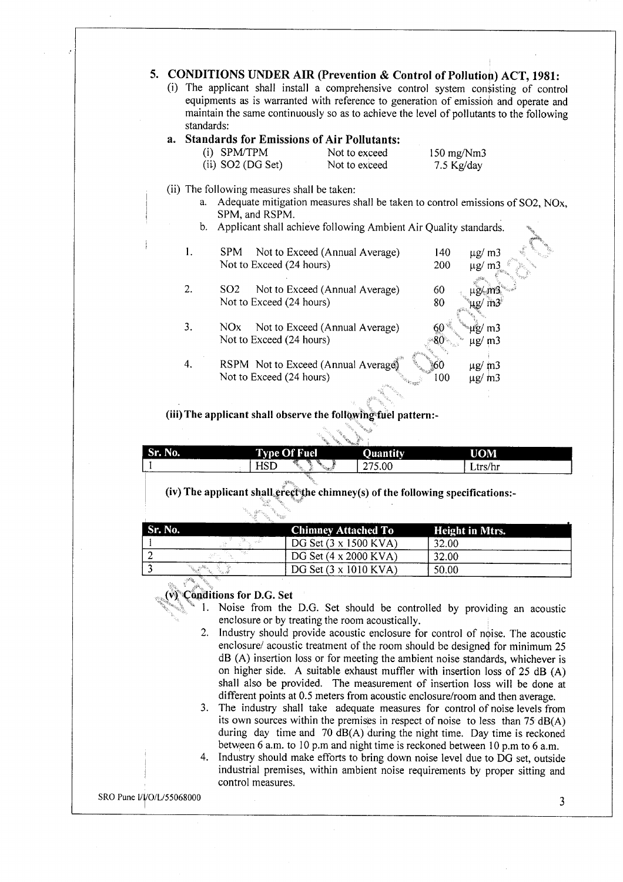## 5. CONDITIONS UNDER AIR (Prevention & Control of Pollution) ACT, 1981:

(i) The applicant shall install a comprehensive control system consisting of control equipments as is warranted with reference to generation of emission and operate and maintain the same continuously so as to achieve the level of pollutants to the following standards:

### a. Standards for Emissions of Air Pollutants:

| | | |
|---|---|---|
| (i) SPM/TPM | Not to exceed | 150 mg/Nm3 |
| (ii) $SO_2$ (DG Set) | Not to exceed | 7.5 Kg/day |

(ii) The following measures shall be taken:

a. Adequate mitigation measures shall be taken to control emissions of $SO_2$, $NO_x$, SPM, and RSPM.

b. Applicant shall achieve following Ambient Air Quality standards.

| | | | |
|---|---|---|---|
| 1. | SPM Not to Exceed (Annual Average) | 140 | µg/ m3 |
| | Not to Exceed (24 hours) | 200 | µg/ m3 |
| 2. | $SO_2$ Not to Exceed (Annual Average) | 60 | µg/ m3 |
| | Not to Exceed (24 hours) | 80 | µg/ m3 |
| 3. | $NO_x$ Not to Exceed (Annual Average) | 60 | µg/ m3 |
| | Not to Exceed (24 hours) | 80 | µg/ m3 |
| 4. | RSPM Not to Exceed (Annual Average) | 60 | µg/ m3 |
| | Not to Exceed (24 hours) | 100 | µg/ m3 |

**(iii) The applicant shall observe the following fuel pattern:-**

| Sr. No. | Type Of Fuel | Quantity | UOM |
|---|---|---|---|
| 1 | HSD | 275.00 | Ltrs/hr |

**(iv) The applicant shall erect the chimney(s) of the following specifications:-**

| Sr. No. | Chimney Attached To | Height in Mtrs. |
|---|---|---|
| 1 | DG Set (3 x 1500 KVA) | 32.00 |
| 2 | DG Set (4 x 2000 KVA) | 32.00 |
| 3 | DG Set (3 x 1010 KVA) | 50.00 |

**(v) Conditions for D.G. Set**

1. Noise from the D.G. Set should be controlled by providing an acoustic enclosure or by treating the room acoustically.
2. Industry should provide acoustic enclosure for control of noise. The acoustic enclosure/ acoustic treatment of the room should be designed for minimum 25 dB (A) insertion loss or for meeting the ambient noise standards, whichever is on higher side. A suitable exhaust muffler with insertion loss of 25 dB (A) shall also be provided. The measurement of insertion loss will be done at different points at 0.5 meters from acoustic enclosure/room and then average.
3. The industry shall take adequate measures for control of noise levels from its own sources within the premises in respect of noise to less than 75 dB(A) during day time and 70 dB(A) during the night time. Day time is reckoned between 6 a.m. to 10 p.m and night time is reckoned between 10 p.m to 6 a.m.
4. Industry should make efforts to bring down noise level due to DG set, outside industrial premises, within ambient noise requirements by proper sitting and control measures.

SRO Pune I/I/O/L/55068000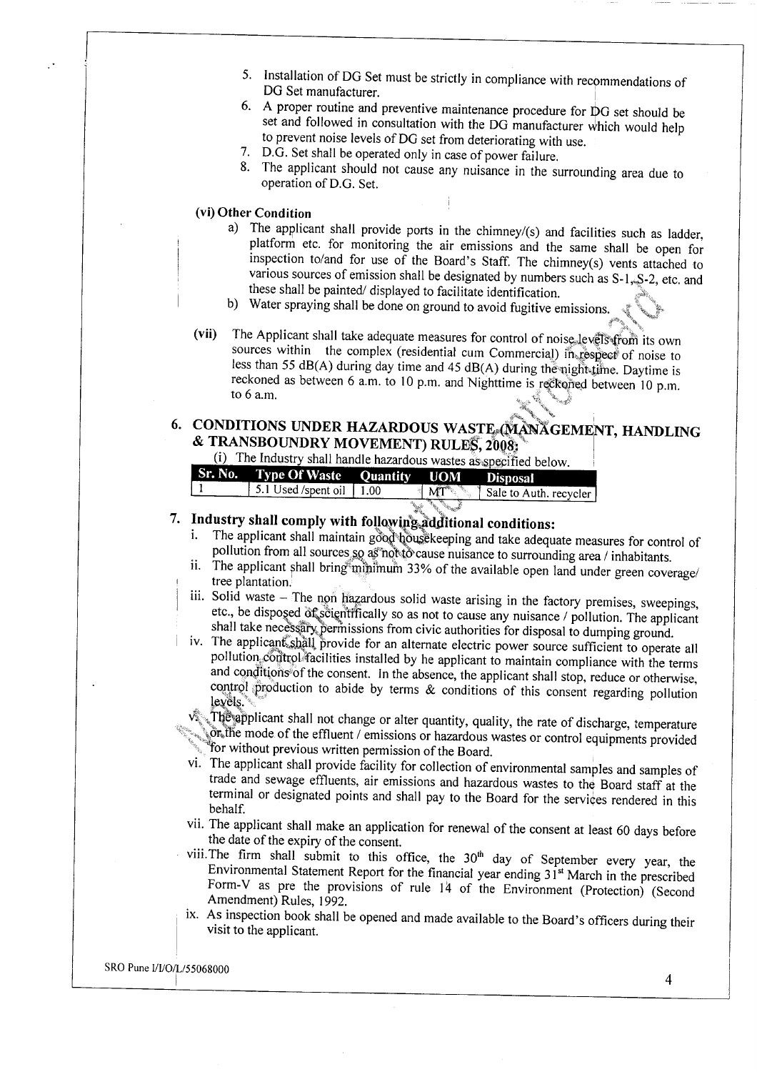5. Installation of DG Set must be strictly in compliance with recommendations of DG Set manufacturer.
6. A proper routine and preventive maintenance procedure for DG set should be set and followed in consultation with the DG manufacturer which would help to prevent noise levels of DG set from deteriorating with use.
7. D.G. Set shall be operated only in case of power failure.
8. The applicant should not cause any nuisance in the surrounding area due to operation of D.G. Set.

**(vi) Other Condition**

a) The applicant shall provide ports in the chimney/(s) and facilities such as ladder, platform etc. for monitoring the air emissions and the same shall be open for inspection to/and for use of the Board's Staff. The chimney(s) vents attached to various sources of emission shall be designated by numbers such as S-1, S-2, etc. and these shall be painted/ displayed to facilitate identification.

b) Water spraying shall be done on ground to avoid fugitive emissions.

**(vii)** The Applicant shall take adequate measures for control of noise levels from its own sources within the complex (residential cum Commercial) in respect of noise to less than 55 dB(A) during day time and 45 dB(A) during the night time. Daytime is reckoned as between 6 a.m. to 10 p.m. and Nighttime is reckoned between 10 p.m. to 6 a.m.

## 6. CONDITIONS UNDER HAZARDOUS WASTE (MANAGEMENT, HANDLING & TRANSBOUNDRY MOVEMENT) RULES, 2008:

(i) The Industry shall handle hazardous wastes as specified below.

| Sr. No. | Type Of Waste | Quantity | UOM | Disposal |
|---|---|---|---|---|
| 1 | 5.1 Used /spent oil | 1.00 | MT | Sale to Auth. recycler |

## 7. Industry shall comply with following additional conditions:

i. The applicant shall maintain good housekeeping and take adequate measures for control of pollution from all sources so as not to cause nuisance to surrounding area / inhabitants.

ii. The applicant shall bring minimum 33% of the available open land under green coverage/ tree plantation.

iii. Solid waste – The non hazardous solid waste arising in the factory premises, sweepings, etc., be disposed of scientifically so as not to cause any nuisance / pollution. The applicant shall take necessary permissions from civic authorities for disposal to dumping ground.

iv. The applicant shall provide for an alternate electric power source sufficient to operate all pollution control facilities installed by he applicant to maintain compliance with the terms and conditions of the consent. In the absence, the applicant shall stop, reduce or otherwise, control production to abide by terms & conditions of this consent regarding pollution levels.

v. The applicant shall not change or alter quantity, quality, the rate of discharge, temperature or the mode of the effluent / emissions or hazardous wastes or control equipments provided for without previous written permission of the Board.

vi. The applicant shall provide facility for collection of environmental samples and samples of trade and sewage effluents, air emissions and hazardous wastes to the Board staff at the terminal or designated points and shall pay to the Board for the services rendered in this behalf.

vii. The applicant shall make an application for renewal of the consent at least 60 days before the date of the expiry of the consent.

viii. The firm shall submit to this office, the 30th day of September every year, the Environmental Statement Report for the financial year ending 31st March in the prescribed Form-V as pre the provisions of rule 14 of the Environment (Protection) (Second Amendment) Rules, 1992.

ix. As inspection book shall be opened and made available to the Board's officers during their visit to the applicant.

SRO Pune I/I/O/L/55068000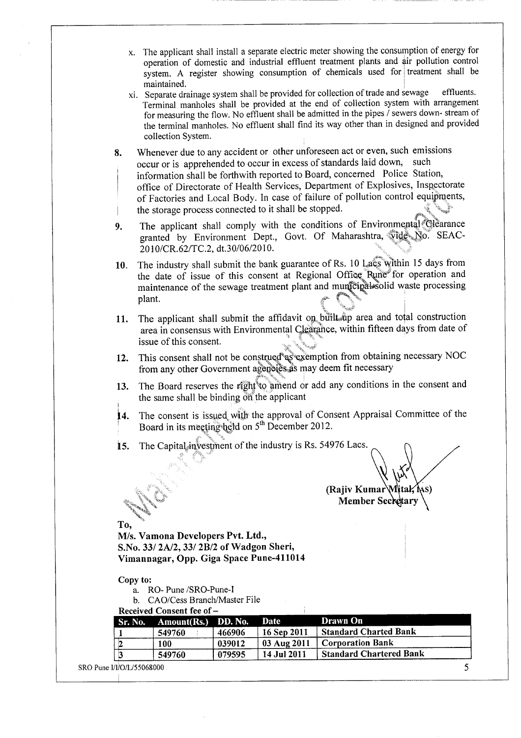x. The applicant shall install a separate electric meter showing the consumption of energy for operation of domestic and industrial effluent treatment plants and air pollution control system. A register showing consumption of chemicals used for treatment shall be maintained.

xi. Separate drainage system shall be provided for collection of trade and sewage effluents. Terminal manholes shall be provided at the end of collection system with arrangement for measuring the flow. No effluent shall be admitted in the pipes / sewers down- stream of the terminal manholes. No effluent shall find its way other than in designed and provided collection System.

8. Whenever due to any accident or other unforeseen act or even, such emissions occur or is apprehended to occur in excess of standards laid down, such information shall be forthwith reported to Board, concerned Police Station, office of Directorate of Health Services, Department of Explosives, Inspectorate of Factories and Local Body. In case of failure of pollution control equipments, the storage process connected to it shall be stopped.

9. The applicant shall comply with the conditions of Environmental Clearance granted by Environment Dept., Govt. Of Maharashtra, vide No. SEAC-2010/CR.62/TC.2, dt.30/06/2010.

10. The industry shall submit the bank guarantee of Rs. 10 Lacs within 15 days from the date of issue of this consent at Regional Office Pune for operation and maintenance of the sewage treatment plant and municipal solid waste processing plant.

11. The applicant shall submit the affidavit on built up area and total construction area in consensus with Environmental Clearance, within fifteen days from date of issue of this consent.

12. This consent shall not be construed as exemption from obtaining necessary NOC from any other Government agencies as may deem fit necessary

13. The Board reserves the right to amend or add any conditions in the consent and the same shall be binding on the applicant

14. The consent is issued with the approval of Consent Appraisal Committee of the Board in its meeting held on 5th December 2012.

15. The Capital investment of the industry is Rs. 54976 Lacs.

**(Rajiv Kumar Mital, IAS)**
**Member Secretary**

To,
**M/s. Vamona Developers Pvt. Ltd.,**
**S.No. 33/ 2A/2, 33/ 2B/2 of Wadgon Sheri,**
**Vimannagar, Opp. Giga Space Pune-411014**

**Copy to:**

a. RO- Pune /SRO-Pune-I
b. CAO/Cess Branch/Master File

**Received Consent fee of –**

| Sr. No. | Amount(Rs.) | DD. No. | Date | Drawn On |
|---|---|---|---|---|
| 1 | 549760 | 466906 | 16 Sep 2011 | Standard Charted Bank |
| 2 | 100 | 039012 | 03 Aug 2011 | Corporation Bank |
| 3 | 549760 | 079595 | 14 Jul 2011 | Standard Chartered Bank |

SRO Pune I/I/O/L/55068000